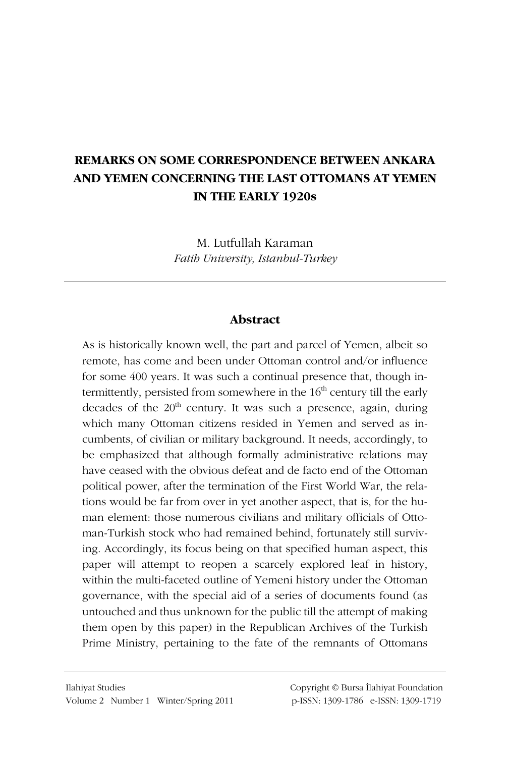# REMARKS ON SOME CORRESPONDENCE BETWEEN ANKARA AND YEMEN CONCERNING THE LAST OTTOMANS AT YEMEN IN THE EARLY 1920s

M. Lutfullah Karaman

*Fatih University, Istanbul-Turkey*

## Abstract

As is historically known well, the part and parcel of Yemen, albeit so remote, has come and been under Ottoman control and/or influence for some 400 years. It was such a continual presence that, though intermittently, persisted from somewhere in the 16th century till the early decades of the 20th century. It was such a presence, again, during which many Ottoman citizens resided in Yemen and served as incumbents, of civilian or military background. It needs, accordingly, to be emphasized that although formally administrative relations may have ceased with the obvious defeat and de facto end of the Ottoman political power, after the termination of the First World War, the relations would be far from over in yet another aspect, that is, for the human element: those numerous civilians and military officials of Ottoman-Turkish stock who had remained behind, fortunately still surviving. Accordingly, its focus being on that specified human aspect, this paper will attempt to reopen a scarcely explored leaf in history, within the multi-faceted outline of Yemeni history under the Ottoman governance, with the special aid of a series of documents found (as untouched and thus unknown for the public till the attempt of making them open by this paper) in the Republican Archives of the Turkish Prime Ministry, pertaining to the fate of the remnants of Ottomans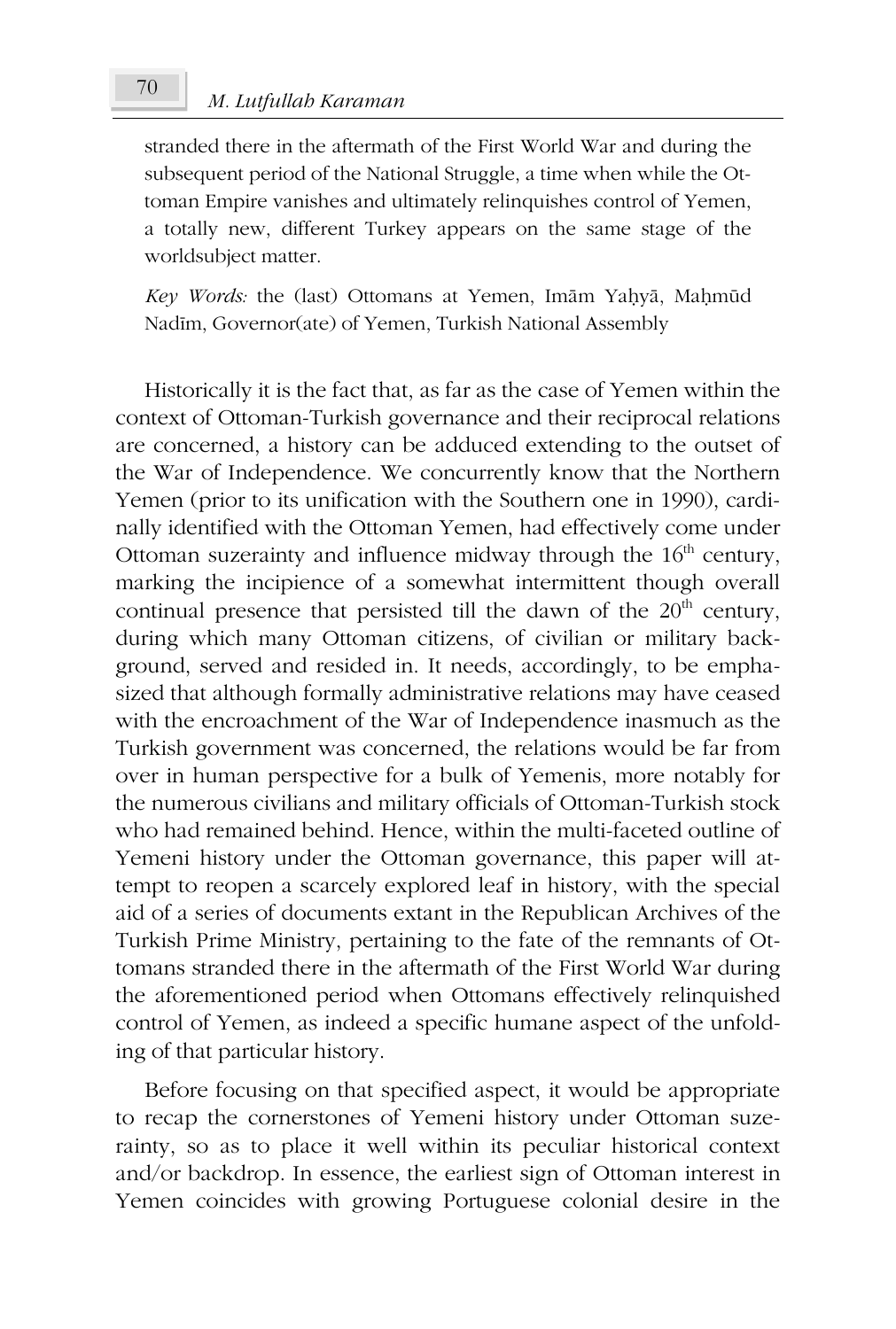stranded there in the aftermath of the First World War and during the subsequent period of the National Struggle, a time when while the Ottoman Empire vanishes and ultimately relinquishes control of Yemen, a totally new, different Turkey appears on the same stage of the worldsubject matter.

*Key Words:* the (last) Ottomans at Yemen, Imām Yaḥyā, Maḥmūd Nadīm, Governor(ate) of Yemen, Turkish National Assembly

Historically it is the fact that, as far as the case of Yemen within the context of Ottoman-Turkish governance and their reciprocal relations are concerned, a history can be adduced extending to the outset of the War of Independence. We concurrently know that the Northern Yemen (prior to its unification with the Southern one in 1990), cardinally identified with the Ottoman Yemen, had effectively come under Ottoman suzerainty and influence midway through the 16th century, marking the incipience of a somewhat intermittent though overall continual presence that persisted till the dawn of the 20th century, during which many Ottoman citizens, of civilian or military background, served and resided in. It needs, accordingly, to be emphasized that although formally administrative relations may have ceased with the encroachment of the War of Independence inasmuch as the Turkish government was concerned, the relations would be far from over in human perspective for a bulk of Yemenis, more notably for the numerous civilians and military officials of Ottoman-Turkish stock who had remained behind. Hence, within the multi-faceted outline of Yemeni history under the Ottoman governance, this paper will attempt to reopen a scarcely explored leaf in history, with the special aid of a series of documents extant in the Republican Archives of the Turkish Prime Ministry, pertaining to the fate of the remnants of Ottomans stranded there in the aftermath of the First World War during the aforementioned period when Ottomans effectively relinquished control of Yemen, as indeed a specific humane aspect of the unfolding of that particular history.

Before focusing on that specified aspect, it would be appropriate to recap the cornerstones of Yemeni history under Ottoman suzerainty, so as to place it well within its peculiar historical context and/or backdrop. In essence, the earliest sign of Ottoman interest in Yemen coincides with growing Portuguese colonial desire in the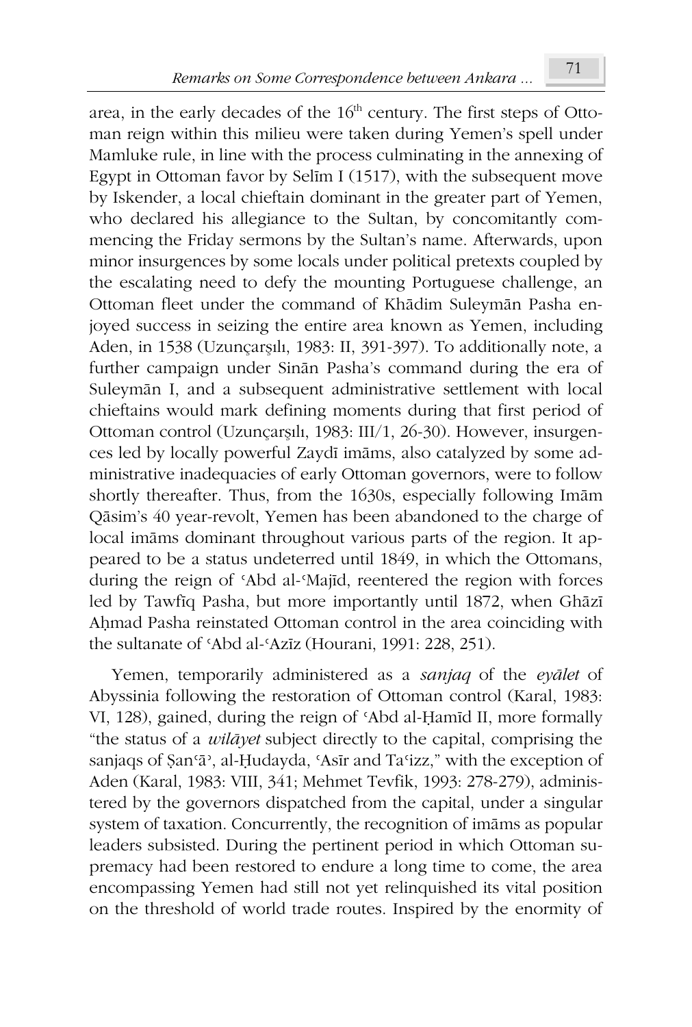area, in the early decades of the 16th century. The first steps of Ottoman reign within this milieu were taken during Yemen's spell under Mamluke rule, in line with the process culminating in the annexing of Egypt in Ottoman favor by Selīm I (1517), with the subsequent move by Iskender, a local chieftain dominant in the greater part of Yemen, who declared his allegiance to the Sultan, by concomitantly commencing the Friday sermons by the Sultan's name. Afterwards, upon minor insurgences by some locals under political pretexts coupled by the escalating need to defy the mounting Portuguese challenge, an Ottoman fleet under the command of Khādim Suleymān Pasha enjoyed success in seizing the entire area known as Yemen, including Aden, in 1538 (Uzunçarşılı, 1983: II, 391-397). To additionally note, a further campaign under Sinān Pasha's command during the era of Suleymān I, and a subsequent administrative settlement with local chieftains would mark defining moments during that first period of Ottoman control (Uzunçarşılı, 1983: III/1, 26-30). However, insurgences led by locally powerful Zaydī imāms, also catalyzed by some administrative inadequacies of early Ottoman governors, were to follow shortly thereafter. Thus, from the 1630s, especially following Imām Qāsim's 40 year-revolt, Yemen has been abandoned to the charge of local imāms dominant throughout various parts of the region. It appeared to be a status undeterred until 1849, in which the Ottomans, during the reign of ʿAbd al-ʿMajīd, reentered the region with forces led by Tawfīq Pasha, but more importantly until 1872, when Ghāzī Aḥmad Pasha reinstated Ottoman control in the area coinciding with the sultanate of ʿAbd al-ʿAzīz (Hourani, 1991: 228, 251).

Yemen, temporarily administered as a *sanjaq* of the *eyālet* of Abyssinia following the restoration of Ottoman control (Karal, 1983: VI, 128), gained, during the reign of ʿAbd al-Ḥamīd II, more formally "the status of a *wilāyet* subject directly to the capital, comprising the sanjaqs of Ṣanʿāʾ, al-Ḥudayda, ʿAsīr and Taʿizz," with the exception of Aden (Karal, 1983: VIII, 341; Mehmet Tevfik, 1993: 278-279), administered by the governors dispatched from the capital, under a singular system of taxation. Concurrently, the recognition of imāms as popular leaders subsisted. During the pertinent period in which Ottoman supremacy had been restored to endure a long time to come, the area encompassing Yemen had still not yet relinquished its vital position on the threshold of world trade routes. Inspired by the enormity of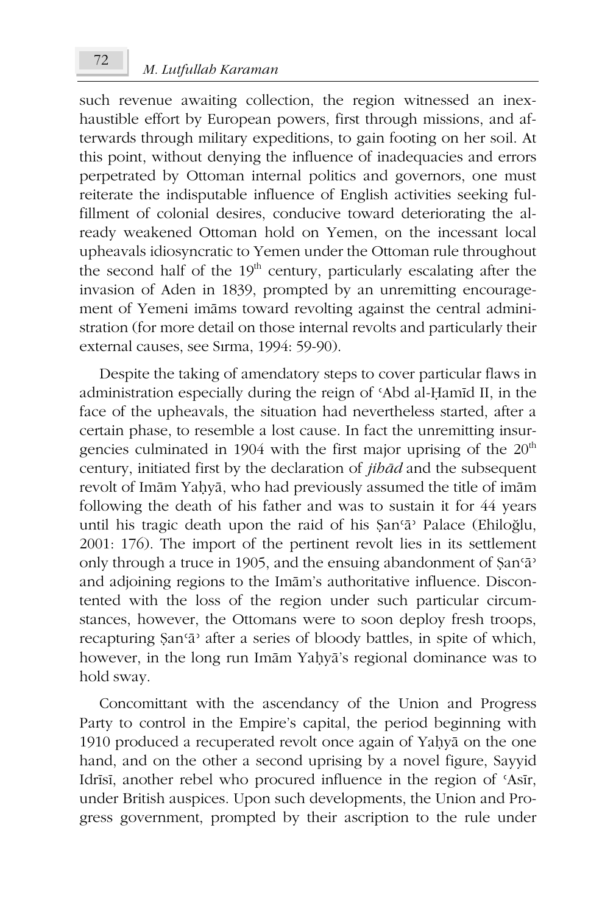such revenue awaiting collection, the region witnessed an inexhaustible effort by European powers, first through missions, and afterwards through military expeditions, to gain footing on her soil. At this point, without denying the influence of inadequacies and errors perpetrated by Ottoman internal politics and governors, one must reiterate the indisputable influence of English activities seeking fulfillment of colonial desires, conducive toward deteriorating the already weakened Ottoman hold on Yemen, on the incessant local upheavals idiosyncratic to Yemen under the Ottoman rule throughout the second half of the 19th century, particularly escalating after the invasion of Aden in 1839, prompted by an unremitting encouragement of Yemeni imāms toward revolting against the central administration (for more detail on those internal revolts and particularly their external causes, see Sırma, 1994: 59-90).

Despite the taking of amendatory steps to cover particular flaws in administration especially during the reign of ʿAbd al-Ḥamīd II, in the face of the upheavals, the situation had nevertheless started, after a certain phase, to resemble a lost cause. In fact the unremitting insurgencies culminated in 1904 with the first major uprising of the 20th century, initiated first by the declaration of *jihād* and the subsequent revolt of Imām Yaḥyā, who had previously assumed the title of imām following the death of his father and was to sustain it for 44 years until his tragic death upon the raid of his Ṣanʿāʾ Palace (Ehiloğlu, 2001: 176). The import of the pertinent revolt lies in its settlement only through a truce in 1905, and the ensuing abandonment of Ṣanʿāʾ and adjoining regions to the Imām's authoritative influence. Discontented with the loss of the region under such particular circumstances, however, the Ottomans were to soon deploy fresh troops, recapturing Ṣanʿāʾ after a series of bloody battles, in spite of which, however, in the long run Imām Yaḥyā's regional dominance was to hold sway.

Concomittant with the ascendancy of the Union and Progress Party to control in the Empire's capital, the period beginning with 1910 produced a recuperated revolt once again of Yaḥyā on the one hand, and on the other a second uprising by a novel figure, Sayyid Idrīsī, another rebel who procured influence in the region of ʿAsīr, under British auspices. Upon such developments, the Union and Progress government, prompted by their ascription to the rule under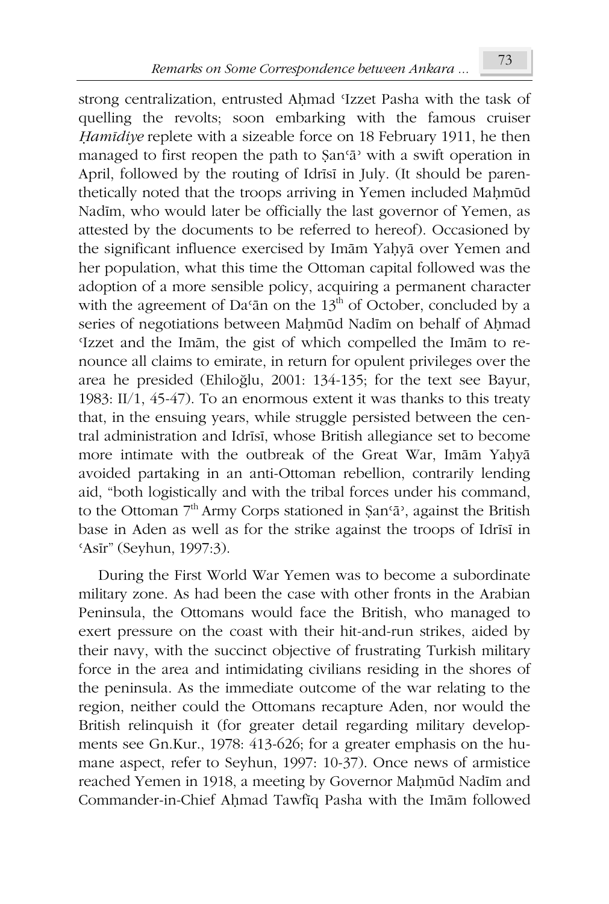strong centralization, entrusted Aḥmad ʿIzzet Pasha with the task of quelling the revolts; soon embarking with the famous cruiser *Ḥamīdiye* replete with a sizeable force on 18 February 1911, he then managed to first reopen the path to Ṣanʿāʾ with a swift operation in April, followed by the routing of Idrīsī in July. (It should be parenthetically noted that the troops arriving in Yemen included Maḥmūd Nadīm, who would later be officially the last governor of Yemen, as attested by the documents to be referred to hereof). Occasioned by the significant influence exercised by Imām Yaḥyā over Yemen and her population, what this time the Ottoman capital followed was the adoption of a more sensible policy, acquiring a permanent character with the agreement of Daʿān on the 13th of October, concluded by a series of negotiations between Maḥmūd Nadīm on behalf of Aḥmad ʿIzzet and the Imām, the gist of which compelled the Imām to renounce all claims to emirate, in return for opulent privileges over the area he presided (Ehiloğlu, 2001: 134-135; for the text see Bayur, 1983: II/1, 45-47). To an enormous extent it was thanks to this treaty that, in the ensuing years, while struggle persisted between the central administration and Idrīsī, whose British allegiance set to become more intimate with the outbreak of the Great War, Imām Yaḥyā avoided partaking in an anti-Ottoman rebellion, contrarily lending aid, "both logistically and with the tribal forces under his command, to the Ottoman 7th Army Corps stationed in Ṣanʿāʾ, against the British base in Aden as well as for the strike against the troops of Idrīsī in ʿAsīr" (Seyhun, 1997:3).

During the First World War Yemen was to become a subordinate military zone. As had been the case with other fronts in the Arabian Peninsula, the Ottomans would face the British, who managed to exert pressure on the coast with their hit-and-run strikes, aided by their navy, with the succinct objective of frustrating Turkish military force in the area and intimidating civilians residing in the shores of the peninsula. As the immediate outcome of the war relating to the region, neither could the Ottomans recapture Aden, nor would the British relinquish it (for greater detail regarding military developments see Gn.Kur., 1978: 413-626; for a greater emphasis on the humane aspect, refer to Seyhun, 1997: 10-37). Once news of armistice reached Yemen in 1918, a meeting by Governor Maḥmūd Nadīm and Commander-in-Chief Aḥmad Tawfīq Pasha with the Imām followed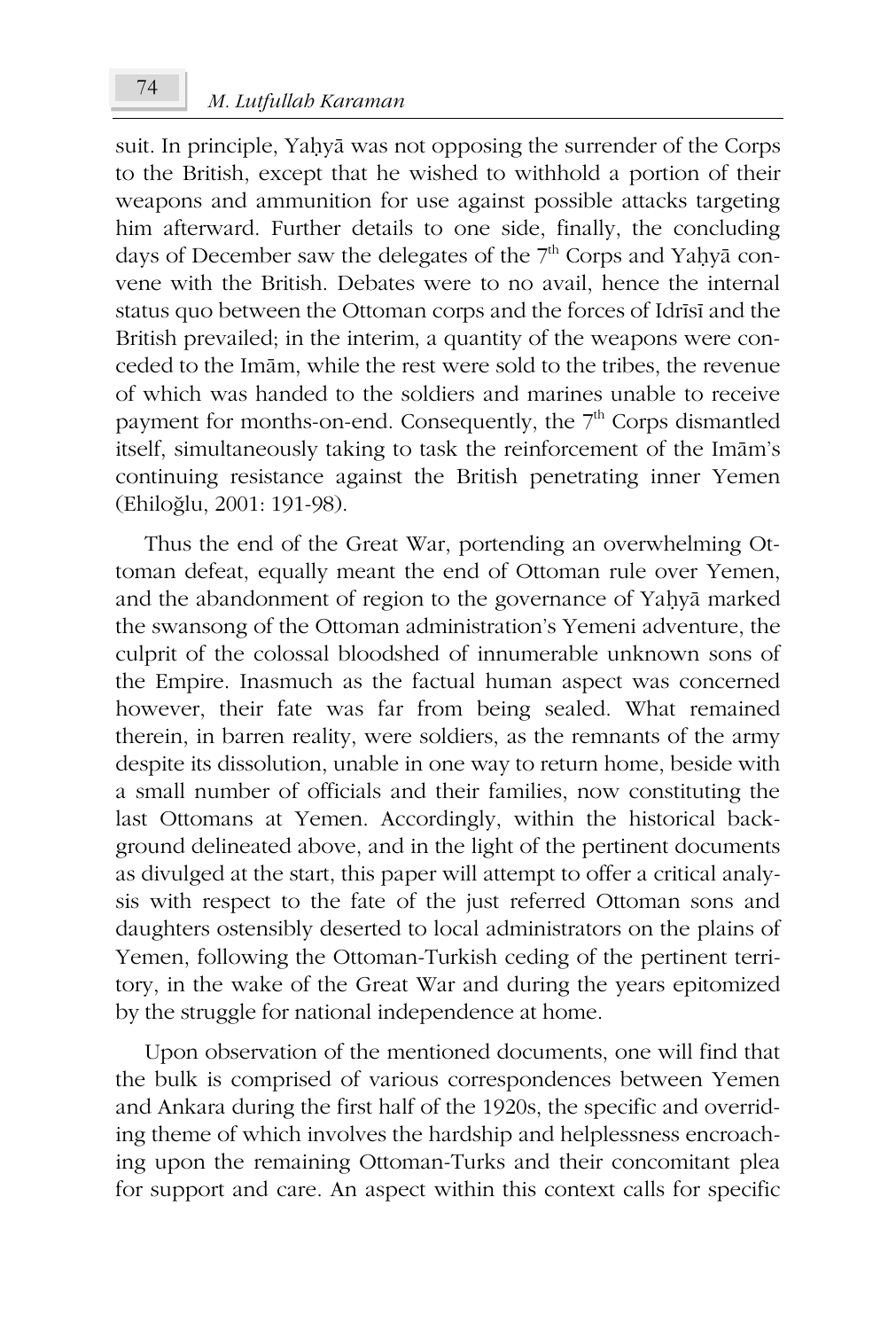suit. In principle, Yaḥyā was not opposing the surrender of the Corps to the British, except that he wished to withhold a portion of their weapons and ammunition for use against possible attacks targeting him afterward. Further details to one side, finally, the concluding days of December saw the delegates of the 7th Corps and Yaḥyā convene with the British. Debates were to no avail, hence the internal status quo between the Ottoman corps and the forces of Idrīsī and the British prevailed; in the interim, a quantity of the weapons were conceded to the Imām, while the rest were sold to the tribes, the revenue of which was handed to the soldiers and marines unable to receive payment for months-on-end. Consequently, the 7th Corps dismantled itself, simultaneously taking to task the reinforcement of the Imām's continuing resistance against the British penetrating inner Yemen (Ehiloğlu, 2001: 191-98).

Thus the end of the Great War, portending an overwhelming Ottoman defeat, equally meant the end of Ottoman rule over Yemen, and the abandonment of region to the governance of Yaḥyā marked the swansong of the Ottoman administration's Yemeni adventure, the culprit of the colossal bloodshed of innumerable unknown sons of the Empire. Inasmuch as the factual human aspect was concerned however, their fate was far from being sealed. What remained therein, in barren reality, were soldiers, as the remnants of the army despite its dissolution, unable in one way to return home, beside with a small number of officials and their families, now constituting the last Ottomans at Yemen. Accordingly, within the historical background delineated above, and in the light of the pertinent documents as divulged at the start, this paper will attempt to offer a critical analysis with respect to the fate of the just referred Ottoman sons and daughters ostensibly deserted to local administrators on the plains of Yemen, following the Ottoman-Turkish ceding of the pertinent territory, in the wake of the Great War and during the years epitomized by the struggle for national independence at home.

Upon observation of the mentioned documents, one will find that the bulk is comprised of various correspondences between Yemen and Ankara during the first half of the 1920s, the specific and overriding theme of which involves the hardship and helplessness encroaching upon the remaining Ottoman-Turks and their concomitant plea for support and care. An aspect within this context calls for specific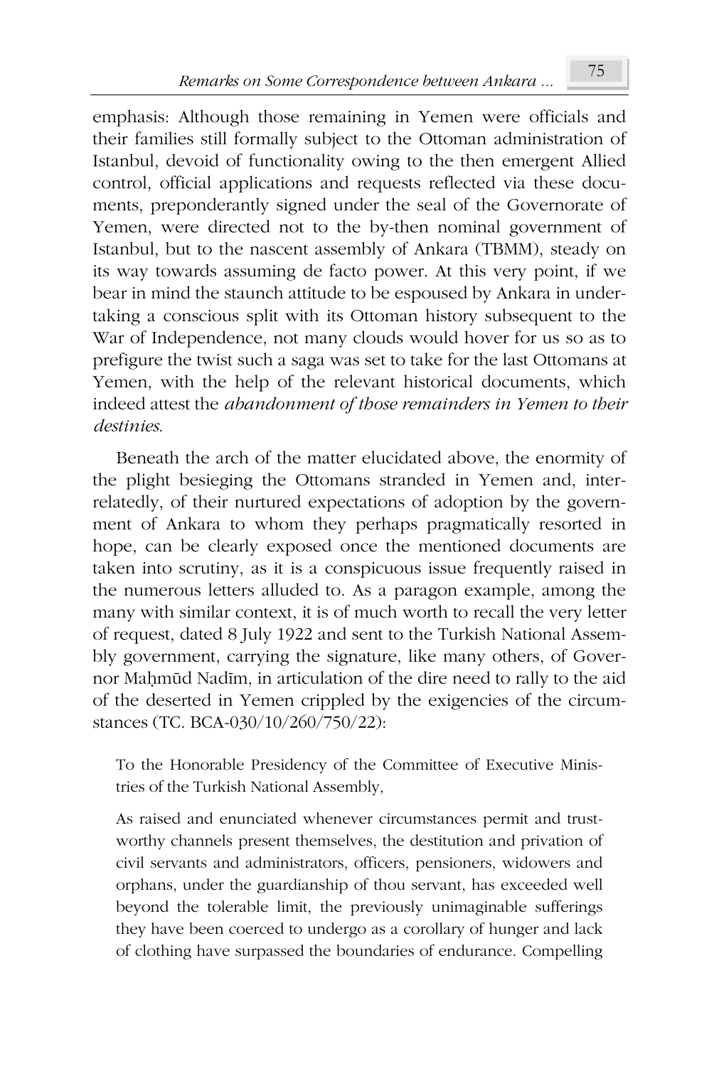emphasis: Although those remaining in Yemen were officials and their families still formally subject to the Ottoman administration of Istanbul, devoid of functionality owing to the then emergent Allied control, official applications and requests reflected via these documents, preponderantly signed under the seal of the Governorate of Yemen, were directed not to the by-then nominal government of Istanbul, but to the nascent assembly of Ankara (TBMM), steady on its way towards assuming de facto power. At this very point, if we bear in mind the staunch attitude to be espoused by Ankara in undertaking a conscious split with its Ottoman history subsequent to the War of Independence, not many clouds would hover for us so as to prefigure the twist such a saga was set to take for the last Ottomans at Yemen, with the help of the relevant historical documents, which indeed attest the *abandonment of those remainders in Yemen to their destinies*.

Beneath the arch of the matter elucidated above, the enormity of the plight besieging the Ottomans stranded in Yemen and, interrelatedly, of their nurtured expectations of adoption by the government of Ankara to whom they perhaps pragmatically resorted in hope, can be clearly exposed once the mentioned documents are taken into scrutiny, as it is a conspicuous issue frequently raised in the numerous letters alluded to. As a paragon example, among the many with similar context, it is of much worth to recall the very letter of request, dated 8 July 1922 and sent to the Turkish National Assembly government, carrying the signature, like many others, of Governor Maḥmūd Nadīm, in articulation of the dire need to rally to the aid of the deserted in Yemen crippled by the exigencies of the circumstances (TC. BCA-030/10/260/750/22):

> To the Honorable Presidency of the Committee of Executive Ministries of the Turkish National Assembly,
>
> As raised and enunciated whenever circumstances permit and trustworthy channels present themselves, the destitution and privation of civil servants and administrators, officers, pensioners, widowers and orphans, under the guardianship of thou servant, has exceeded well beyond the tolerable limit, the previously unimaginable sufferings they have been coerced to undergo as a corollary of hunger and lack of clothing have surpassed the boundaries of endurance. Compelling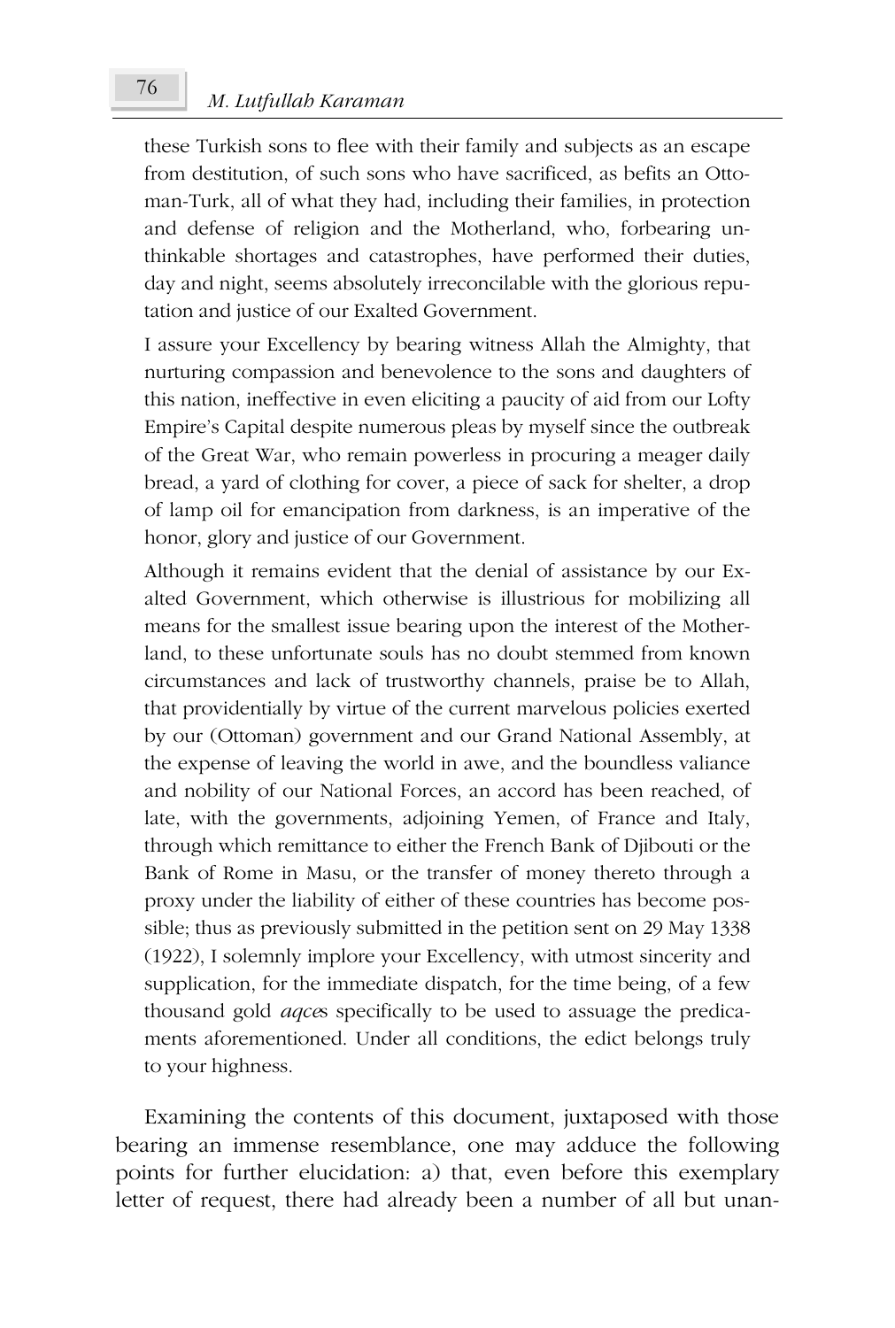these Turkish sons to flee with their family and subjects as an escape from destitution, of such sons who have sacrificed, as befits an Ottoman-Turk, all of what they had, including their families, in protection and defense of religion and the Motherland, who, forbearing unthinkable shortages and catastrophes, have performed their duties, day and night, seems absolutely irreconcilable with the glorious reputation and justice of our Exalted Government.

I assure your Excellency by bearing witness Allah the Almighty, that nurturing compassion and benevolence to the sons and daughters of this nation, ineffective in even eliciting a paucity of aid from our Lofty Empire's Capital despite numerous pleas by myself since the outbreak of the Great War, who remain powerless in procuring a meager daily bread, a yard of clothing for cover, a piece of sack for shelter, a drop of lamp oil for emancipation from darkness, is an imperative of the honor, glory and justice of our Government.

Although it remains evident that the denial of assistance by our Exalted Government, which otherwise is illustrious for mobilizing all means for the smallest issue bearing upon the interest of the Motherland, to these unfortunate souls has no doubt stemmed from known circumstances and lack of trustworthy channels, praise be to Allah, that providentially by virtue of the current marvelous policies exerted by our (Ottoman) government and our Grand National Assembly, at the expense of leaving the world in awe, and the boundless valiance and nobility of our National Forces, an accord has been reached, of late, with the governments, adjoining Yemen, of France and Italy, through which remittance to either the French Bank of Djibouti or the Bank of Rome in Masu, or the transfer of money thereto through a proxy under the liability of either of these countries has become possible; thus as previously submitted in the petition sent on 29 May 1338 (1922), I solemnly implore your Excellency, with utmost sincerity and supplication, for the immediate dispatch, for the time being, of a few thousand gold *aqce*s specifically to be used to assuage the predicaments aforementioned. Under all conditions, the edict belongs truly to your highness.

Examining the contents of this document, juxtaposed with those bearing an immense resemblance, one may adduce the following points for further elucidation: a) that, even before this exemplary letter of request, there had already been a number of all but unan-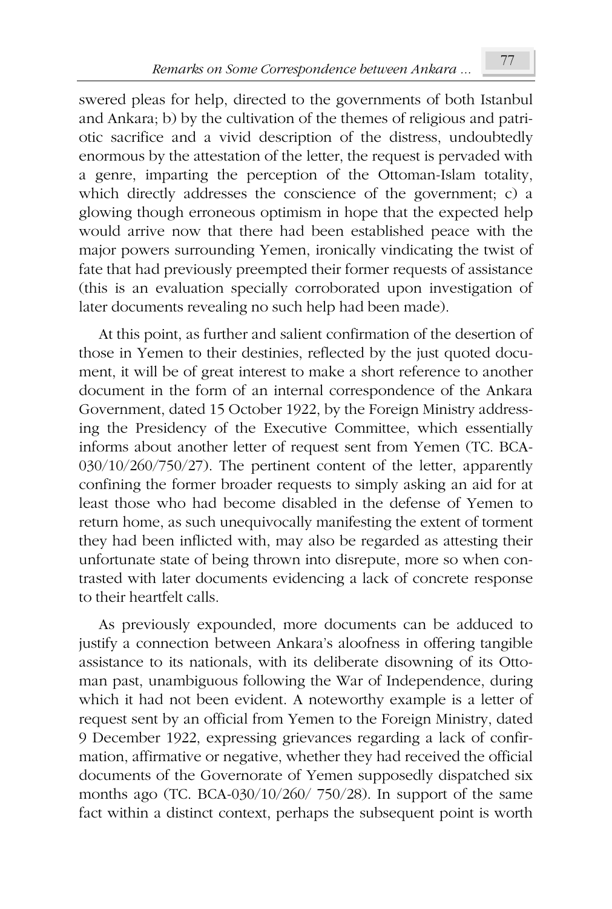swered pleas for help, directed to the governments of both Istanbul and Ankara; b) by the cultivation of the themes of religious and patriotic sacrifice and a vivid description of the distress, undoubtedly enormous by the attestation of the letter, the request is pervaded with a genre, imparting the perception of the Ottoman-Islam totality, which directly addresses the conscience of the government; c) a glowing though erroneous optimism in hope that the expected help would arrive now that there had been established peace with the major powers surrounding Yemen, ironically vindicating the twist of fate that had previously preempted their former requests of assistance (this is an evaluation specially corroborated upon investigation of later documents revealing no such help had been made).

At this point, as further and salient confirmation of the desertion of those in Yemen to their destinies, reflected by the just quoted document, it will be of great interest to make a short reference to another document in the form of an internal correspondence of the Ankara Government, dated 15 October 1922, by the Foreign Ministry addressing the Presidency of the Executive Committee, which essentially informs about another letter of request sent from Yemen (TC. BCA-030/10/260/750/27). The pertinent content of the letter, apparently confining the former broader requests to simply asking an aid for at least those who had become disabled in the defense of Yemen to return home, as such unequivocally manifesting the extent of torment they had been inflicted with, may also be regarded as attesting their unfortunate state of being thrown into disrepute, more so when contrasted with later documents evidencing a lack of concrete response to their heartfelt calls.

As previously expounded, more documents can be adduced to justify a connection between Ankara's aloofness in offering tangible assistance to its nationals, with its deliberate disowning of its Ottoman past, unambiguous following the War of Independence, during which it had not been evident. A noteworthy example is a letter of request sent by an official from Yemen to the Foreign Ministry, dated 9 December 1922, expressing grievances regarding a lack of confirmation, affirmative or negative, whether they had received the official documents of the Governorate of Yemen supposedly dispatched six months ago (TC. BCA-030/10/260/ 750/28). In support of the same fact within a distinct context, perhaps the subsequent point is worth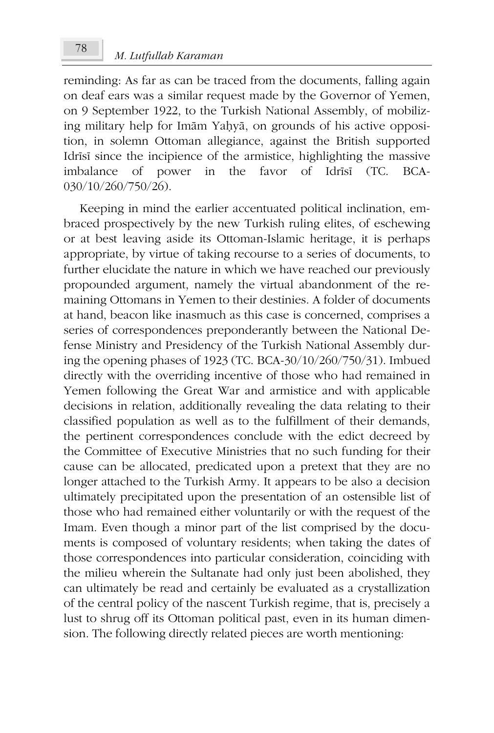reminding: As far as can be traced from the documents, falling again on deaf ears was a similar request made by the Governor of Yemen, on 9 September 1922, to the Turkish National Assembly, of mobilizing military help for Imām Yaḥyā, on grounds of his active opposition, in solemn Ottoman allegiance, against the British supported Idrīsī since the incipience of the armistice, highlighting the massive imbalance of power in the favor of Idrīsī (TC. BCA-030/10/260/750/26).

Keeping in mind the earlier accentuated political inclination, embraced prospectively by the new Turkish ruling elites, of eschewing or at best leaving aside its Ottoman-Islamic heritage, it is perhaps appropriate, by virtue of taking recourse to a series of documents, to further elucidate the nature in which we have reached our previously propounded argument, namely the virtual abandonment of the remaining Ottomans in Yemen to their destinies. A folder of documents at hand, beacon like inasmuch as this case is concerned, comprises a series of correspondences preponderantly between the National Defense Ministry and Presidency of the Turkish National Assembly during the opening phases of 1923 (TC. BCA-30/10/260/750/31). Imbued directly with the overriding incentive of those who had remained in Yemen following the Great War and armistice and with applicable decisions in relation, additionally revealing the data relating to their classified population as well as to the fulfillment of their demands, the pertinent correspondences conclude with the edict decreed by the Committee of Executive Ministries that no such funding for their cause can be allocated, predicated upon a pretext that they are no longer attached to the Turkish Army. It appears to be also a decision ultimately precipitated upon the presentation of an ostensible list of those who had remained either voluntarily or with the request of the Imam. Even though a minor part of the list comprised by the documents is composed of voluntary residents; when taking the dates of those correspondences into particular consideration, coinciding with the milieu wherein the Sultanate had only just been abolished, they can ultimately be read and certainly be evaluated as a crystallization of the central policy of the nascent Turkish regime, that is, precisely a lust to shrug off its Ottoman political past, even in its human dimension. The following directly related pieces are worth mentioning: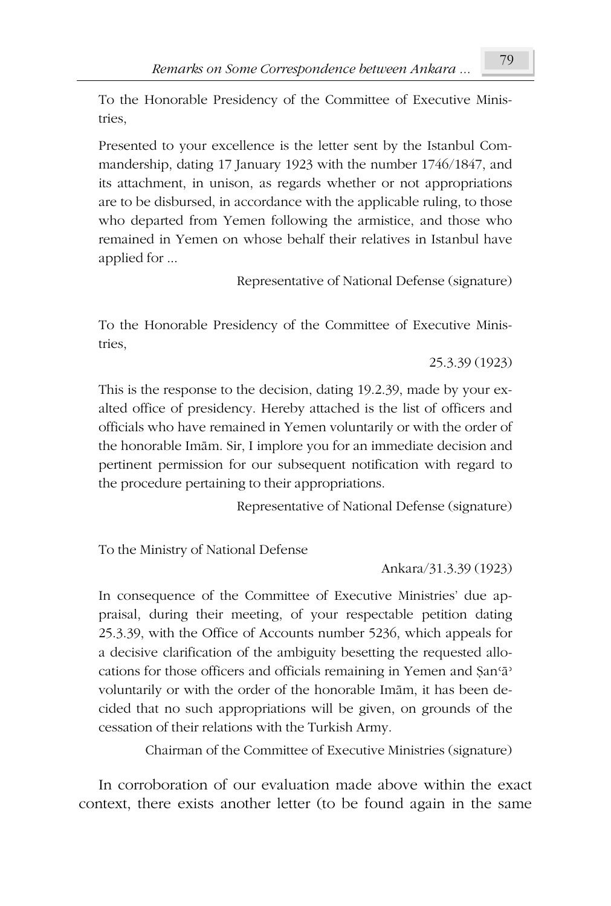To the Honorable Presidency of the Committee of Executive Ministries,

Presented to your excellence is the letter sent by the Istanbul Commandership, dating 17 January 1923 with the number 1746/1847, and its attachment, in unison, as regards whether or not appropriations are to be disbursed, in accordance with the applicable ruling, to those who departed from Yemen following the armistice, and those who remained in Yemen on whose behalf their relatives in Istanbul have applied for ...

Representative of National Defense (signature)

To the Honorable Presidency of the Committee of Executive Ministries,

25.3.39 (1923)

This is the response to the decision, dating 19.2.39, made by your exalted office of presidency. Hereby attached is the list of officers and officials who have remained in Yemen voluntarily or with the order of the honorable Imām. Sir, I implore you for an immediate decision and pertinent permission for our subsequent notification with regard to the procedure pertaining to their appropriations.

Representative of National Defense (signature)

To the Ministry of National Defense

Ankara/31.3.39 (1923)

In consequence of the Committee of Executive Ministries' due appraisal, during their meeting, of your respectable petition dating 25.3.39, with the Office of Accounts number 5236, which appeals for a decisive clarification of the ambiguity besetting the requested allocations for those officers and officials remaining in Yemen and Ṣanʿāʾ voluntarily or with the order of the honorable Imām, it has been decided that no such appropriations will be given, on grounds of the cessation of their relations with the Turkish Army.

Chairman of the Committee of Executive Ministries (signature)

In corroboration of our evaluation made above within the exact context, there exists another letter (to be found again in the same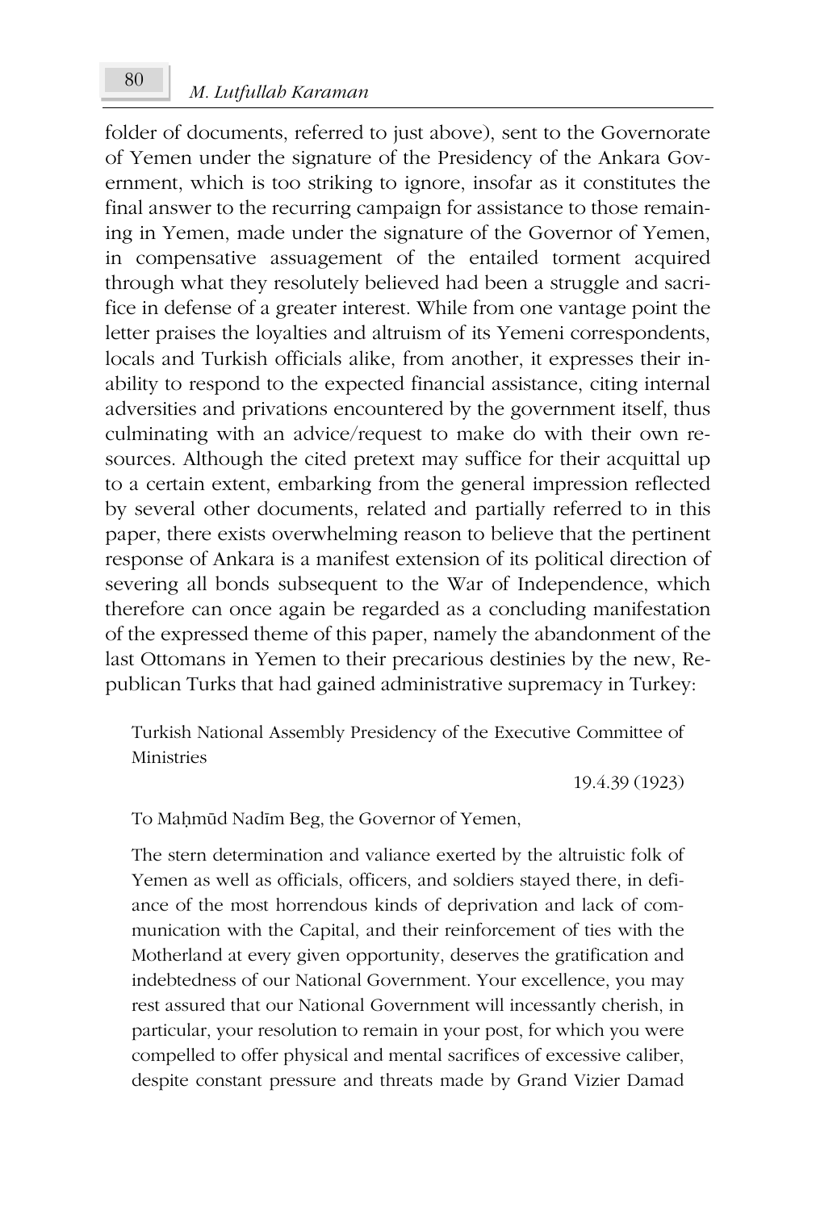folder of documents, referred to just above), sent to the Governorate of Yemen under the signature of the Presidency of the Ankara Government, which is too striking to ignore, insofar as it constitutes the final answer to the recurring campaign for assistance to those remaining in Yemen, made under the signature of the Governor of Yemen, in compensative assuagement of the entailed torment acquired through what they resolutely believed had been a struggle and sacrifice in defense of a greater interest. While from one vantage point the letter praises the loyalties and altruism of its Yemeni correspondents, locals and Turkish officials alike, from another, it expresses their inability to respond to the expected financial assistance, citing internal adversities and privations encountered by the government itself, thus culminating with an advice/request to make do with their own resources. Although the cited pretext may suffice for their acquittal up to a certain extent, embarking from the general impression reflected by several other documents, related and partially referred to in this paper, there exists overwhelming reason to believe that the pertinent response of Ankara is a manifest extension of its political direction of severing all bonds subsequent to the War of Independence, which therefore can once again be regarded as a concluding manifestation of the expressed theme of this paper, namely the abandonment of the last Ottomans in Yemen to their precarious destinies by the new, Republican Turks that had gained administrative supremacy in Turkey:

> Turkish National Assembly Presidency of the Executive Committee of Ministries
>
> 19.4.39 (1923)
>
> To Maḥmūd Nadīm Beg, the Governor of Yemen,
>
> The stern determination and valiance exerted by the altruistic folk of Yemen as well as officials, officers, and soldiers stayed there, in defiance of the most horrendous kinds of deprivation and lack of communication with the Capital, and their reinforcement of ties with the Motherland at every given opportunity, deserves the gratification and indebtedness of our National Government. Your excellence, you may rest assured that our National Government will incessantly cherish, in particular, your resolution to remain in your post, for which you were compelled to offer physical and mental sacrifices of excessive caliber, despite constant pressure and threats made by Grand Vizier Damad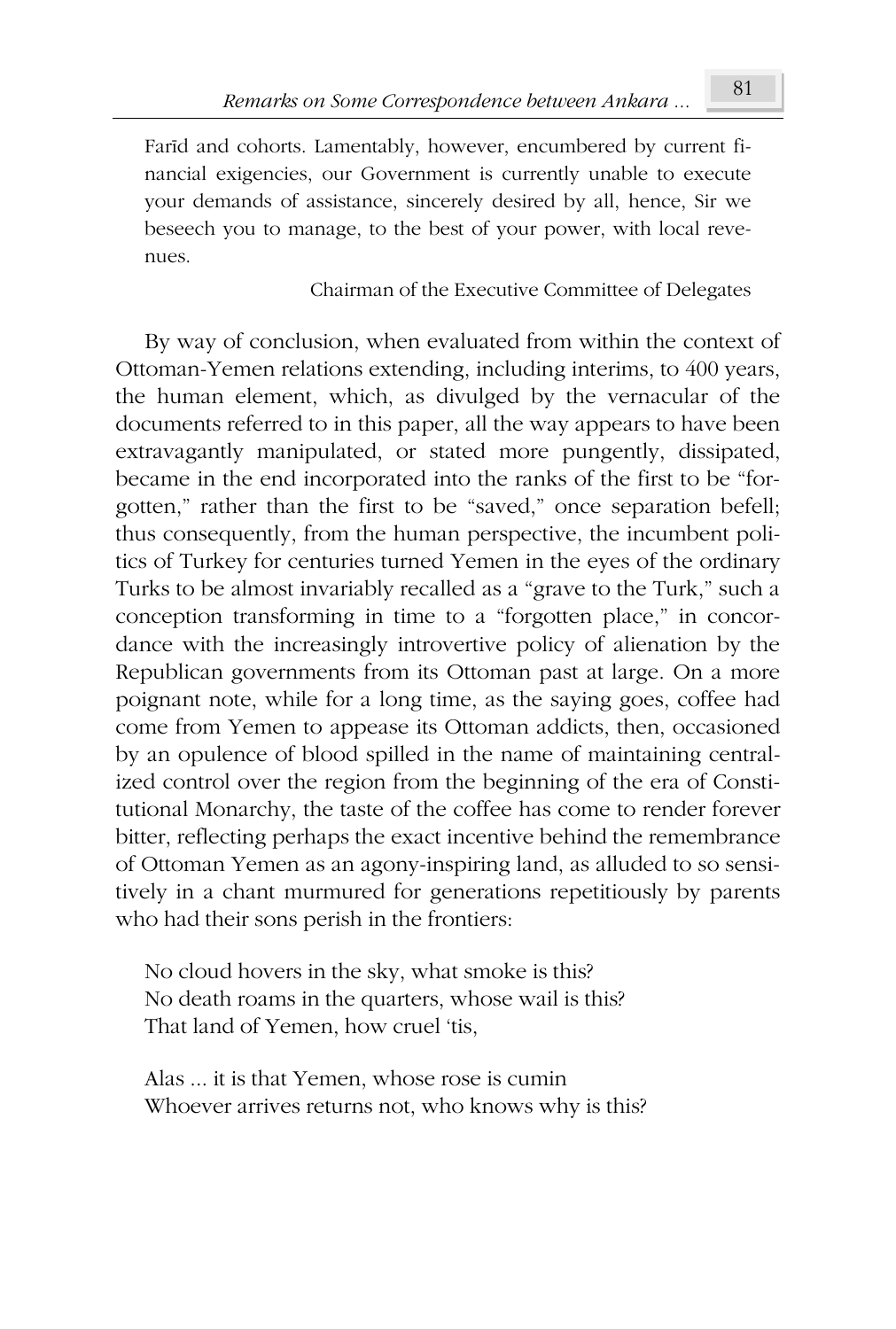Farīd and cohorts. Lamentably, however, encumbered by current financial exigencies, our Government is currently unable to execute your demands of assistance, sincerely desired by all, hence, Sir we beseech you to manage, to the best of your power, with local revenues.

Chairman of the Executive Committee of Delegates

By way of conclusion, when evaluated from within the context of Ottoman-Yemen relations extending, including interims, to 400 years, the human element, which, as divulged by the vernacular of the documents referred to in this paper, all the way appears to have been extravagantly manipulated, or stated more pungently, dissipated, became in the end incorporated into the ranks of the first to be "forgotten," rather than the first to be "saved," once separation befell; thus consequently, from the human perspective, the incumbent politics of Turkey for centuries turned Yemen in the eyes of the ordinary Turks to be almost invariably recalled as a "grave to the Turk," such a conception transforming in time to a "forgotten place," in concordance with the increasingly introvertive policy of alienation by the Republican governments from its Ottoman past at large. On a more poignant note, while for a long time, as the saying goes, coffee had come from Yemen to appease its Ottoman addicts, then, occasioned by an opulence of blood spilled in the name of maintaining centralized control over the region from the beginning of the era of Constitutional Monarchy, the taste of the coffee has come to render forever bitter, reflecting perhaps the exact incentive behind the remembrance of Ottoman Yemen as an agony-inspiring land, as alluded to so sensitively in a chant murmured for generations repetitiously by parents who had their sons perish in the frontiers:

No cloud hovers in the sky, what smoke is this?
No death roams in the quarters, whose wail is this?
That land of Yemen, how cruel 'tis,

Alas ... it is that Yemen, whose rose is cumin
Whoever arrives returns not, who knows why is this?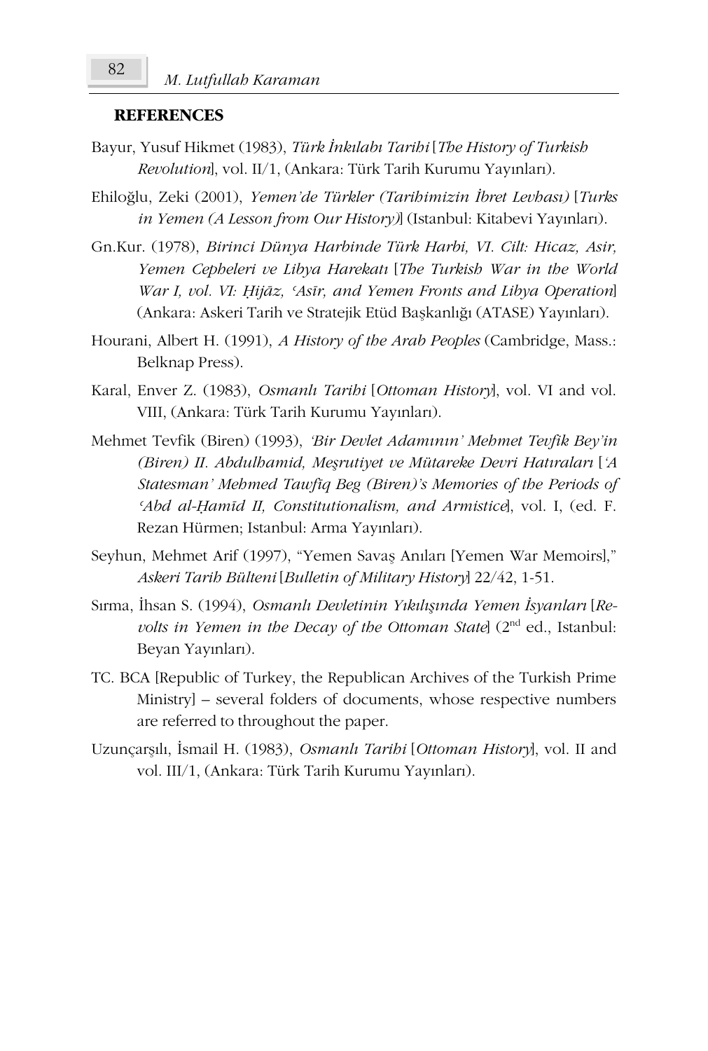**REFERENCES**

Bayur, Yusuf Hikmet (1983), *Türk İnkılabı Tarihi* [*The History of Turkish Revolution*], vol. II/1, (Ankara: Türk Tarih Kurumu Yayınları).

Ehiloğlu, Zeki (2001), *Yemen'de Türkler (Tarihimizin İbret Levhası)* [*Turks in Yemen (A Lesson from Our History)*] (Istanbul: Kitabevi Yayınları).

Gn.Kur. (1978), *Birinci Dünya Harbinde Türk Harbi, VI. Cilt: Hicaz, Asir, Yemen Cepheleri ve Libya Harekatı* [*The Turkish War in the World War I, vol. VI: Ḥijāz, ʿAsīr, and Yemen Fronts and Libya Operation*] (Ankara: Askeri Tarih ve Stratejik Etüd Başkanlığı (ATASE) Yayınları).

Hourani, Albert H. (1991), *A History of the Arab Peoples* (Cambridge, Mass.: Belknap Press).

Karal, Enver Z. (1983), *Osmanlı Tarihi* [*Ottoman History*], vol. VI and vol. VIII, (Ankara: Türk Tarih Kurumu Yayınları).

Mehmet Tevfik (Biren) (1993), *'Bir Devlet Adamının' Mehmet Tevfik Bey'in (Biren) II. Abdulhamid, Meşrutiyet ve Mütareke Devri Hatıraları* [*'A Statesman' Mehmed Tawfiq Beg (Biren)'s Memories of the Periods of ʿAbd al-Ḥamīd II, Constitutionalism, and Armistice*], vol. I, (ed. F. Rezan Hürmen; Istanbul: Arma Yayınları).

Seyhun, Mehmet Arif (1997), "Yemen Savaş Anıları [Yemen War Memoirs]," *Askeri Tarih Bülteni* [*Bulletin of Military History*] 22/42, 1-51.

Sırma, İhsan S. (1994), *Osmanlı Devletinin Yıkılışında Yemen İsyanları* [*Revolts in Yemen in the Decay of the Ottoman State*] (2nd ed., Istanbul: Beyan Yayınları).

TC. BCA [Republic of Turkey, the Republican Archives of the Turkish Prime Ministry] – several folders of documents, whose respective numbers are referred to throughout the paper.

Uzunçarşılı, İsmail H. (1983), *Osmanlı Tarihi* [*Ottoman History*], vol. II and vol. III/1, (Ankara: Türk Tarih Kurumu Yayınları).